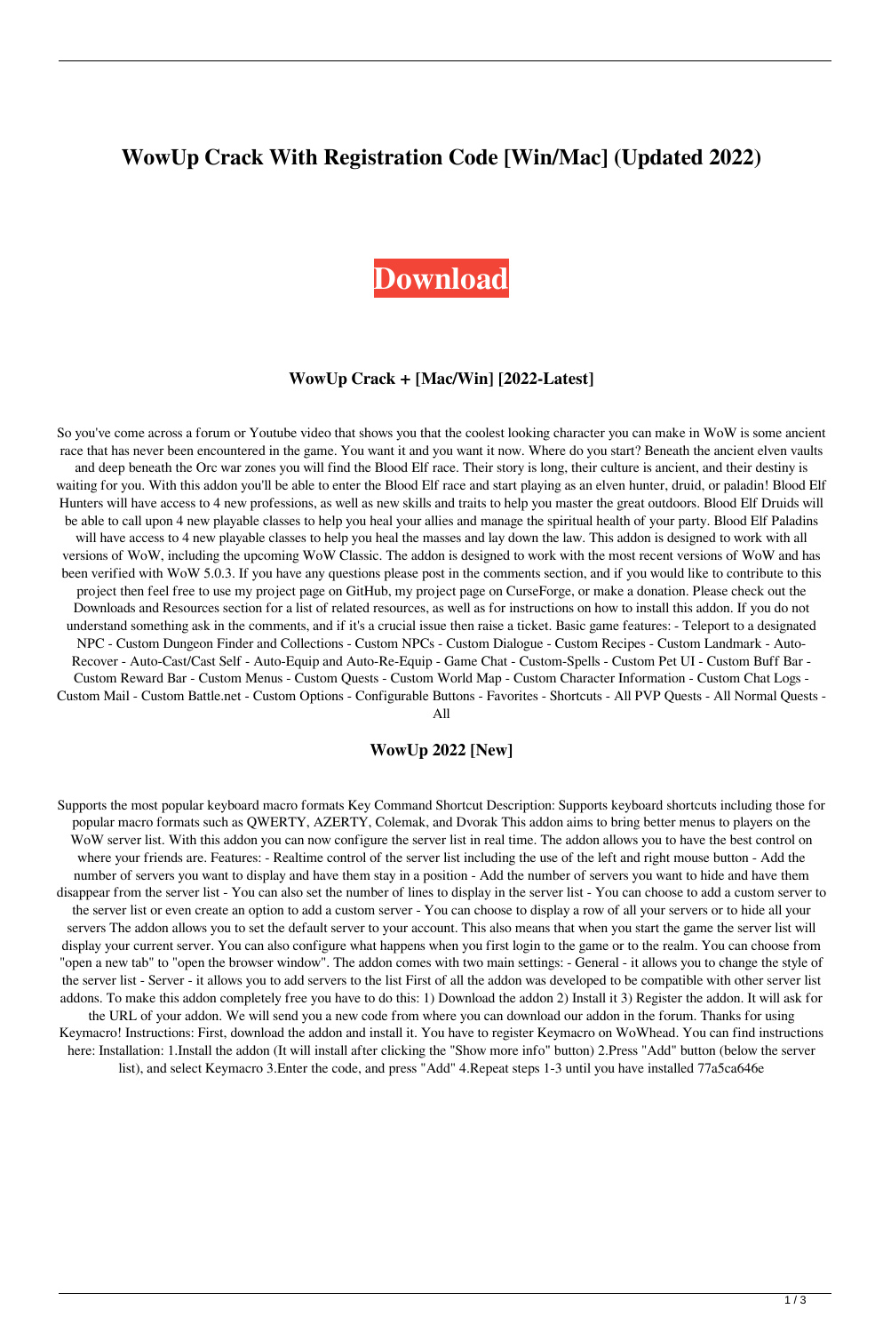# WowUp Crack With Registration Code [Win/Mac] (Updated 2022)

Download

### WowUp Crack + [Mac/Win] [2022-Latest]

So you've come across a forum or Youtube video that shows you that the coolest looking character you can make in WoW is some ancient race that has never been encountered in the game. You want it and you want it now. Where do you start? Beneath the ancient elven vaults and deep beneath the Orc war zones you will find the Blood Elf race. Their story is long, their culture is ancient, and their destiny is waiting for you. With this addon you'll be able to enter the Blood Elf race and start playing as an elven hunter, druid, or paladin! Blood Elf Hunters will have access to 4 new professions, as well as new skills and traits to help you master the great outdoors. Blood Elf Druids will be able to call upon 4 new playable classes to help you heal your allies and manage the spiritual health of your party. Blood Elf Paladins will have access to 4 new playable classes to help you heal the masses and lay down the law. This addon is designed to work with all versions of WoW, including the upcoming WoW Classic. The addon is designed to work with the most recent versions of WoW and has been verified with WoW 5.0.3. If you have any questions please post in the comments section, and if you would like to contribute to this project then feel free to use my project page on GitHub, my project page on CurseForge, or make a donation. Please check out the Downloads and Resources section for a list of related resources, as well as for instructions on how to install this addon. If you do not understand something ask in the comments, and if it's a crucial issue then raise a ticket. Basic game features: - Teleport to a designated NPC - Custom Dungeon Finder and Collections - Custom NPCs - Custom Dialogue - Custom Recipes - Custom Landmark - Auto-Recover - Auto-Cast/Cast Self - Auto-Equip and Auto-Re-Equip - Game Chat - Custom-Spells - Custom Pet UI - Custom Buff Bar - Custom Reward Bar - Custom Menus - Custom Quests - Custom World Map - Custom Character Information - Custom Chat Logs - Custom Mail - Custom Battle.net - Custom Options - Configurable Buttons - Favorites - Shortcuts - All PVP Quests - All Normal Quests - All

### WowUp 2022 [New]

Supports the most popular keyboard macro formats Key Command Shortcut Description: Supports keyboard shortcuts including those for popular macro formats such as QWERTY, AZERTY, Colemak, and Dvorak This addon aims to bring better menus to players on the WoW server list. With this addon you can now configure the server list in real time. The addon allows you to have the best control on where your friends are. Features: - Realtime control of the server list including the use of the left and right mouse button - Add the number of servers you want to display and have them stay in a position - Add the number of servers you want to hide and have them disappear from the server list - You can also set the number of lines to display in the server list - You can choose to add a custom server to the server list or even create an option to add a custom server - You can choose to display a row of all your servers or to hide all your servers The addon allows you to set the default server to your account. This also means that when you start the game the server list will display your current server. You can also configure what happens when you first login to the game or to the realm. You can choose from "open a new tab" to "open the browser window". The addon comes with two main settings: - General - it allows you to change the style of the server list - Server - it allows you to add servers to the list First of all the addon was developed to be compatible with other server list addons. To make this addon completely free you have to do this: 1) Download the addon 2) Install it 3) Register the addon. It will ask for the URL of your addon. We will send you a new code from where you can download our addon in the forum. Thanks for using Keymacro! Instructions: First, download the addon and install it. You have to register Keymacro on WoWhead. You can find instructions here: Installation: 1.Install the addon (It will install after clicking the "Show more info" button) 2.Press "Add" button (below the server list), and select Keymacro 3.Enter the code, and press "Add" 4.Repeat steps 1-3 until you have installed 77a5ca646e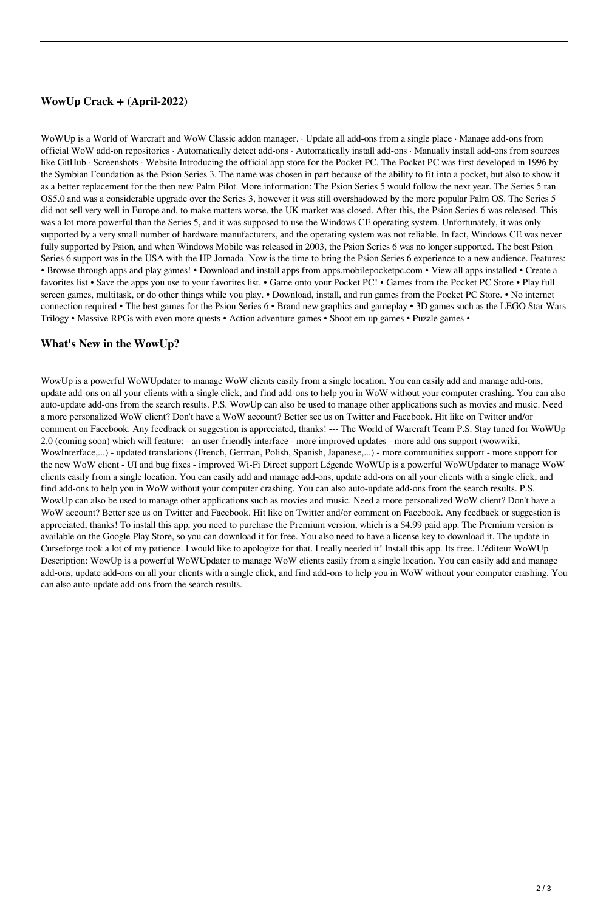## WowUp Crack + (April-2022)

WoWUp is a World of Warcraft and WoW Classic addon manager. · Update all add-ons from a single place · Manage add-ons from official WoW add-on repositories · Automatically detect add-ons · Automatically install add-ons · Manually install add-ons from sources like GitHub · Screenshots · Website Introducing the official app store for the Pocket PC. The Pocket PC was first developed in 1996 by the Symbian Foundation as the Psion Series 3. The name was chosen in part because of the ability to fit into a pocket, but also to show it as a better replacement for the then new Palm Pilot. More information: The Psion Series 5 would follow the next year. The Series 5 ran OS5.0 and was a considerable upgrade over the Series 3, however it was still overshadowed by the more popular Palm OS. The Series 5 did not sell very well in Europe and, to make matters worse, the UK market was closed. After this, the Psion Series 6 was released. This was a lot more powerful than the Series 5, and it was supposed to use the Windows CE operating system. Unfortunately, it was only supported by a very small number of hardware manufacturers, and the operating system was not reliable. In fact, Windows CE was never fully supported by Psion, and when Windows Mobile was released in 2003, the Psion Series 6 was no longer supported. The best Psion Series 6 support was in the USA with the HP Jornada. Now is the time to bring the Psion Series 6 experience to a new audience. Features: • Browse through apps and play games! • Download and install apps from apps.mobilepocketpc.com • View all apps installed • Create a favorites list • Save the apps you use to your favorites list. • Game onto your Pocket PC! • Games from the Pocket PC Store • Play full screen games, multitask, or do other things while you play. • Download, install, and run games from the Pocket PC Store. • No internet connection required • The best games for the Psion Series 6 • Brand new graphics and gameplay • 3D games such as the LEGO Star Wars Trilogy • Massive RPGs with even more quests • Action adventure games • Shoot em up games • Puzzle games •

## What's New in the WowUp?

WowUp is a powerful WoWUpdater to manage WoW clients easily from a single location. You can easily add and manage add-ons, update add-ons on all your clients with a single click, and find add-ons to help you in WoW without your computer crashing. You can also auto-update add-ons from the search results. P.S. WowUp can also be used to manage other applications such as movies and music. Need a more personalized WoW client? Don't have a WoW account? Better see us on Twitter and Facebook. Hit like on Twitter and/or comment on Facebook. Any feedback or suggestion is appreciated, thanks! --- The World of Warcraft Team P.S. Stay tuned for WoWUp 2.0 (coming soon) which will feature: - an user-friendly interface - more improved updates - more add-ons support (wowwiki, WowInterface,...) - updated translations (French, German, Polish, Spanish, Japanese,...) - more communities support - more support for the new WoW client - UI and bug fixes - improved Wi-Fi Direct support Légende WoWUp is a powerful WoWUpdater to manage WoW clients easily from a single location. You can easily add and manage add-ons, update add-ons on all your clients with a single click, and find add-ons to help you in WoW without your computer crashing. You can also auto-update add-ons from the search results. P.S. WowUp can also be used to manage other applications such as movies and music. Need a more personalized WoW client? Don't have a WoW account? Better see us on Twitter and Facebook. Hit like on Twitter and/or comment on Facebook. Any feedback or suggestion is appreciated, thanks! To install this app, you need to purchase the Premium version, which is a $4.99 paid app. The Premium version is available on the Google Play Store, so you can download it for free. You also need to have a license key to download it. The update in Curseforge took a lot of my patience. I would like to apologize for that. I really needed it! Install this app. Its free. L'éditeur WoWUp Description: WowUp is a powerful WoWUpdater to manage WoW clients easily from a single location. You can easily add and manage add-ons, update add-ons on all your clients with a single click, and find add-ons to help you in WoW without your computer crashing. You can also auto-update add-ons from the search results.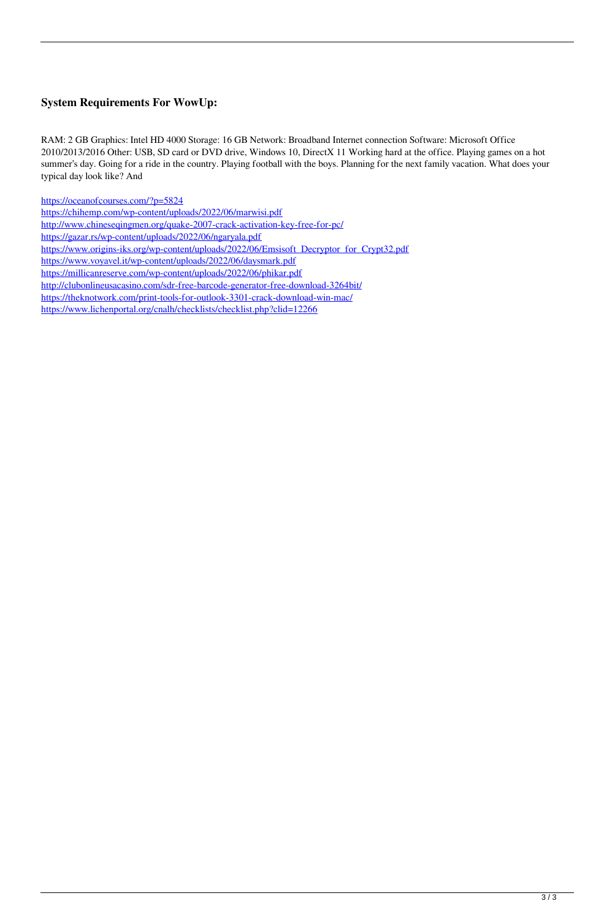### System Requirements For WowUp:

RAM: 2 GB Graphics: Intel HD 4000 Storage: 16 GB Network: Broadband Internet connection Software: Microsoft Office 2010/2013/2016 Other: USB, SD card or DVD drive, Windows 10, DirectX 11 Working hard at the office. Playing games on a hot summer's day. Going for a ride in the country. Playing football with the boys. Planning for the next family vacation. What does your typical day look like? And

https://oceanofcourses.com/?p=5824
https://chihemp.com/wp-content/uploads/2022/06/marwisi.pdf
http://www.chineseqingmen.org/quake-2007-crack-activation-key-free-for-pc/
https://gazar.rs/wp-content/uploads/2022/06/ngaryala.pdf
https://www.origins-iks.org/wp-content/uploads/2022/06/Emsisoft_Decryptor_for_Crypt32.pdf
https://www.voyavel.it/wp-content/uploads/2022/06/daysmark.pdf
https://millicanreserve.com/wp-content/uploads/2022/06/phikar.pdf
http://clubonlineusacasino.com/sdr-free-barcode-generator-free-download-3264bit/
https://theknotwork.com/print-tools-for-outlook-3301-crack-download-win-mac/
https://www.lichenportal.org/cnalh/checklists/checklist.php?clid=12266